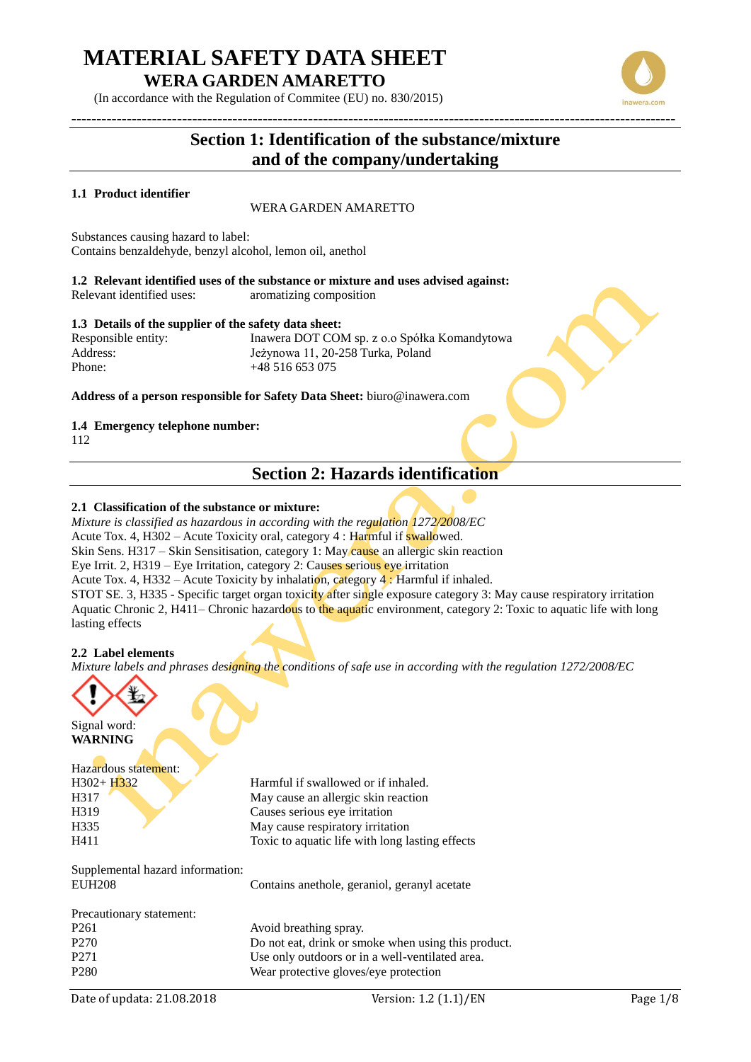# MATERIAL SAFETY DATA SHEET

## WERA GARDEN AMARETTO

(In accordance with the Regulation of Commitee (EU) no. 830/2015)

## Section 1: Identification of the substance/mixture and of the company/undertaking

### 1.1 Product identifier

WERA GARDEN AMARETTO

Substances causing hazard to label:
Contains benzaldehyde, benzyl alcohol, lemon oil, anethol

### 1.2 Relevant identified uses of the substance or mixture and uses advised against:

Relevant identified uses: aromatizing composition

### 1.3 Details of the supplier of the safety data sheet:

| | |
|---|---|
| Responsible entity: | Inawera DOT COM sp. z o.o Spółka Komandytowa |
| Address: | Jeżynowa 11, 20-258 Turka, Poland |
| Phone: | +48 516 653 075 |

**Address of a person responsible for Safety Data Sheet:** biuro@inawera.com

### 1.4 Emergency telephone number:

112

## Section 2: Hazards identification

### 2.1 Classification of the substance or mixture:

*Mixture is classified as hazardous in according with the regulation 1272/2008/EC*

Acute Tox. 4, H302 – Acute Toxicity oral, category 4 : Harmful if swallowed.
Skin Sens. H317 – Skin Sensitisation, category 1: May cause an allergic skin reaction
Eye Irrit. 2, H319 – Eye Irritation, category 2: Causes serious eye irritation
Acute Tox. 4, H332 – Acute Toxicity by inhalation, category 4 : Harmful if inhaled.
STOT SE. 3, H335 - Specific target organ toxicity after single exposure category 3: May cause respiratory irritation
Aquatic Chronic 2, H411– Chronic hazardous to the aquatic environment, category 2: Toxic to aquatic life with long lasting effects

### 2.2 Label elements

*Mixture labels and phrases designing the conditions of safe use in according with the regulation 1272/2008/EC*

Signal word:
**WARNING**

Hazardous statement:

| | |
|---|---|
| H302+ H332 | Harmful if swallowed or if inhaled. |
| H317 | May cause an allergic skin reaction |
| H319 | Causes serious eye irritation |
| H335 | May cause respiratory irritation |
| H411 | Toxic to aquatic life with long lasting effects |

Supplemental hazard information:

| | |
|---|---|
| EUH208 | Contains anethole, geraniol, geranyl acetate |

Precautionary statement:

| | |
|---|---|
| P261 | Avoid breathing spray. |
| P270 | Do not eat, drink or smoke when using this product. |
| P271 | Use only outdoors or in a well-ventilated area. |
| P280 | Wear protective gloves/eye protection |

Date of updata: 21.08.2018 Version: 1.2 (1.1)/EN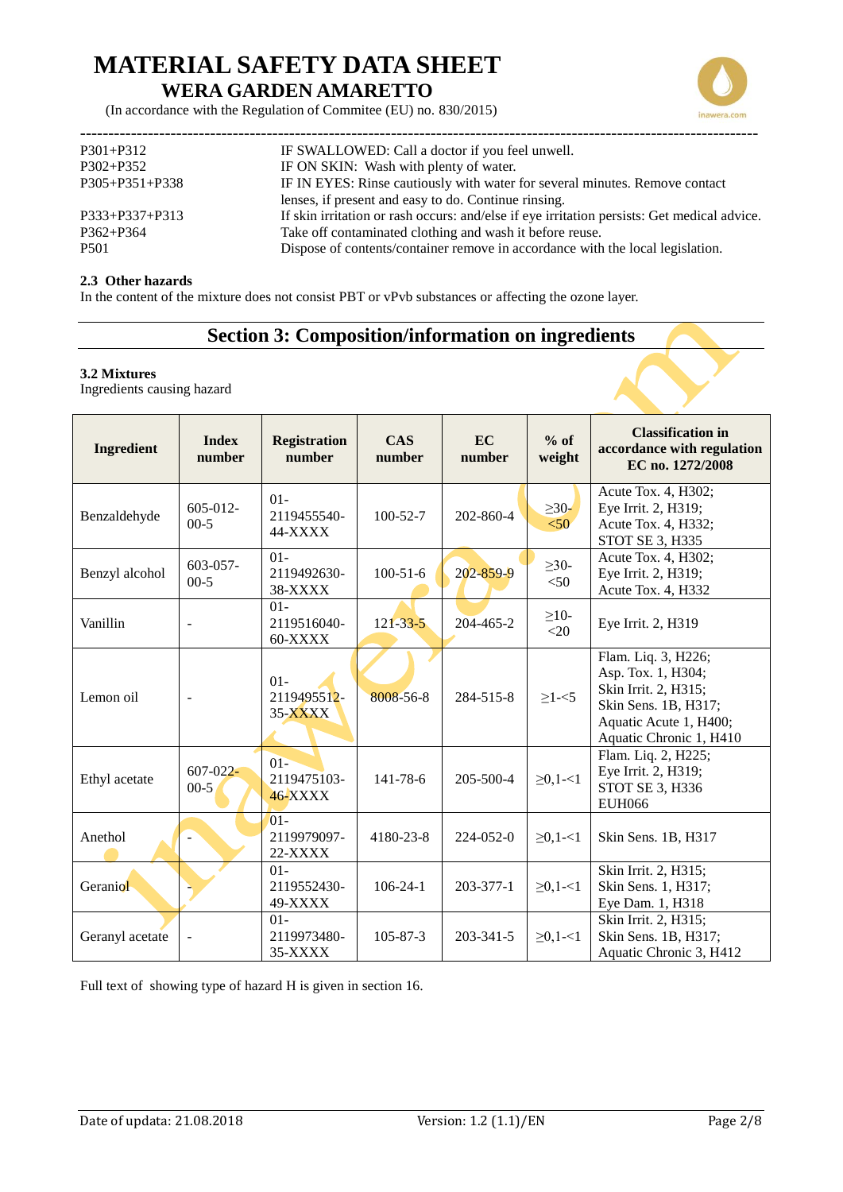| | |
|---|---|
| P301+P312 | IF SWALLOWED: Call a doctor if you feel unwell. |
| P302+P352 | IF ON SKIN: Wash with plenty of water. |
| P305+P351+P338 | IF IN EYES: Rinse cautiously with water for several minutes. Remove contact lenses, if present and easy to do. Continue rinsing. |
| P333+P337+P313 | If skin irritation or rash occurs: and/else if eye irritation persists: Get medical advice. |
| P362+P364 | Take off contaminated clothing and wash it before reuse. |
| P501 | Dispose of contents/container remove in accordance with the local legislation. |

**2.3 Other hazards**

In the content of the mixture does not consist PBT or vPvb substances or affecting the ozone layer.

## Section 3: Composition/information on ingredients

**3.2 Mixtures**

Ingredients causing hazard

| Ingredient | Index number | Registration number | CAS number | EC number | % of weight | Classification in accordance with regulation EC no. 1272/2008 |
|---|---|---|---|---|---|---|
| Benzaldehyde | 605-012-00-5 | 01-2119455540-44-XXXX | 100-52-7 | 202-860-4 | ≥30-<50 | Acute Tox. 4, H302; Eye Irrit. 2, H319; Acute Tox. 4, H332; STOT SE 3, H335 |
| Benzyl alcohol | 603-057-00-5 | 01-2119492630-38-XXXX | 100-51-6 | 202-859-9 | ≥30-<50 | Acute Tox. 4, H302; Eye Irrit. 2, H319; Acute Tox. 4, H332 |
| Vanillin | - | 01-2119516040-60-XXXX | 121-33-5 | 204-465-2 | ≥10-<20 | Eye Irrit. 2, H319 |
| Lemon oil | - | 01-2119495512-35-XXXX | 8008-56-8 | 284-515-8 | ≥1-<5 | Flam. Liq. 3, H226; Asp. Tox. 1, H304; Skin Irrit. 2, H315; Skin Sens. 1B, H317; Aquatic Acute 1, H400; Aquatic Chronic 1, H410 |
| Ethyl acetate | 607-022-00-5 | 01-2119475103-46-XXXX | 141-78-6 | 205-500-4 | ≥0,1-<1 | Flam. Liq. 2, H225; Eye Irrit. 2, H319; STOT SE 3, H336 EUH066 |
| Anethol | - | 01-2119979097-22-XXXX | 4180-23-8 | 224-052-0 | ≥0,1-<1 | Skin Sens. 1B, H317 |
| Geraniol | - | 01-2119552430-49-XXXX | 106-24-1 | 203-377-1 | ≥0,1-<1 | Skin Irrit. 2, H315; Skin Sens. 1, H317; Eye Dam. 1, H318 |
| Geranyl acetate | - | 01-2119973480-35-XXXX | 105-87-3 | 203-341-5 | ≥0,1-<1 | Skin Irrit. 2, H315; Skin Sens. 1B, H317; Aquatic Chronic 3, H412 |

Full text of showing type of hazard H is given in section 16.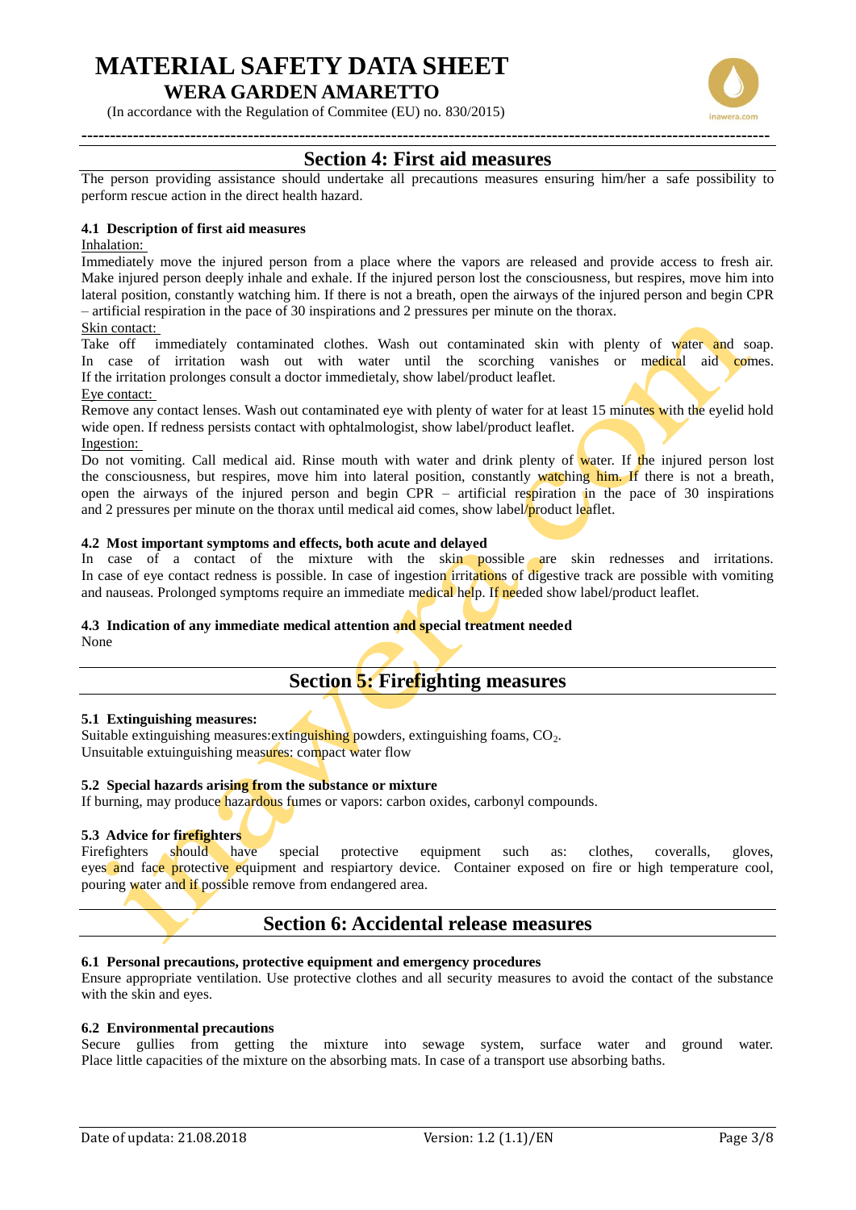## Section 4: First aid measures

The person providing assistance should undertake all precautions measures ensuring him/her a safe possibility to perform rescue action in the direct health hazard.

### 4.1 Description of first aid measures

Inhalation:

Immediately move the injured person from a place where the vapors are released and provide access to fresh air. Make injured person deeply inhale and exhale. If the injured person lost the consciousness, but respires, move him into lateral position, constantly watching him. If there is not a breath, open the airways of the injured person and begin CPR – artificial respiration in the pace of 30 inspirations and 2 pressures per minute on the thorax.

Skin contact:

Take off immediately contaminated clothes. Wash out contaminated skin with plenty of water and soap. In case of irritation wash out with water until the scorching vanishes or medical aid comes. If the irritation prolonges consult a doctor immedietaly, show label/product leaflet.

Eye contact:

Remove any contact lenses. Wash out contaminated eye with plenty of water for at least 15 minutes with the eyelid hold wide open. If redness persists contact with ophtalmologist, show label/product leaflet.

Ingestion:

Do not vomiting. Call medical aid. Rinse mouth with water and drink plenty of water. If the injured person lost the consciousness, but respires, move him into lateral position, constantly watching him. If there is not a breath, open the airways of the injured person and begin CPR – artificial respiration in the pace of 30 inspirations and 2 pressures per minute on the thorax until medical aid comes, show label/product leaflet.

### 4.2 Most important symptoms and effects, both acute and delayed

In case of a contact of the mixture with the skin possible are skin rednesses and irritations. In case of eye contact redness is possible. In case of ingestion irritations of digestive track are possible with vomiting and nauseas. Prolonged symptoms require an immediate medical help. If needed show label/product leaflet.

### 4.3 Indication of any immediate medical attention and special treatment needed

None

## Section 5: Firefighting measures

### 5.1 Extinguishing measures:

Suitable extinguishing measures:extinguishing powders, extinguishing foams, $CO_2$.
Unsuitable extuinguishing measures: compact water flow

### 5.2 Special hazards arising from the substance or mixture

If burning, may produce hazardous fumes or vapors: carbon oxides, carbonyl compounds.

### 5.3 Advice for firefighters

Firefighters should have special protective equipment such as: clothes, coveralls, gloves, eyes and face protective equipment and respiartory device. Container exposed on fire or high temperature cool, pouring water and if possible remove from endangered area.

## Section 6: Accidental release measures

### 6.1 Personal precautions, protective equipment and emergency procedures

Ensure appropriate ventilation. Use protective clothes and all security measures to avoid the contact of the substance with the skin and eyes.

### 6.2 Environmental precautions

Secure gullies from getting the mixture into sewage system, surface water and ground water. Place little capacities of the mixture on the absorbing mats. In case of a transport use absorbing baths.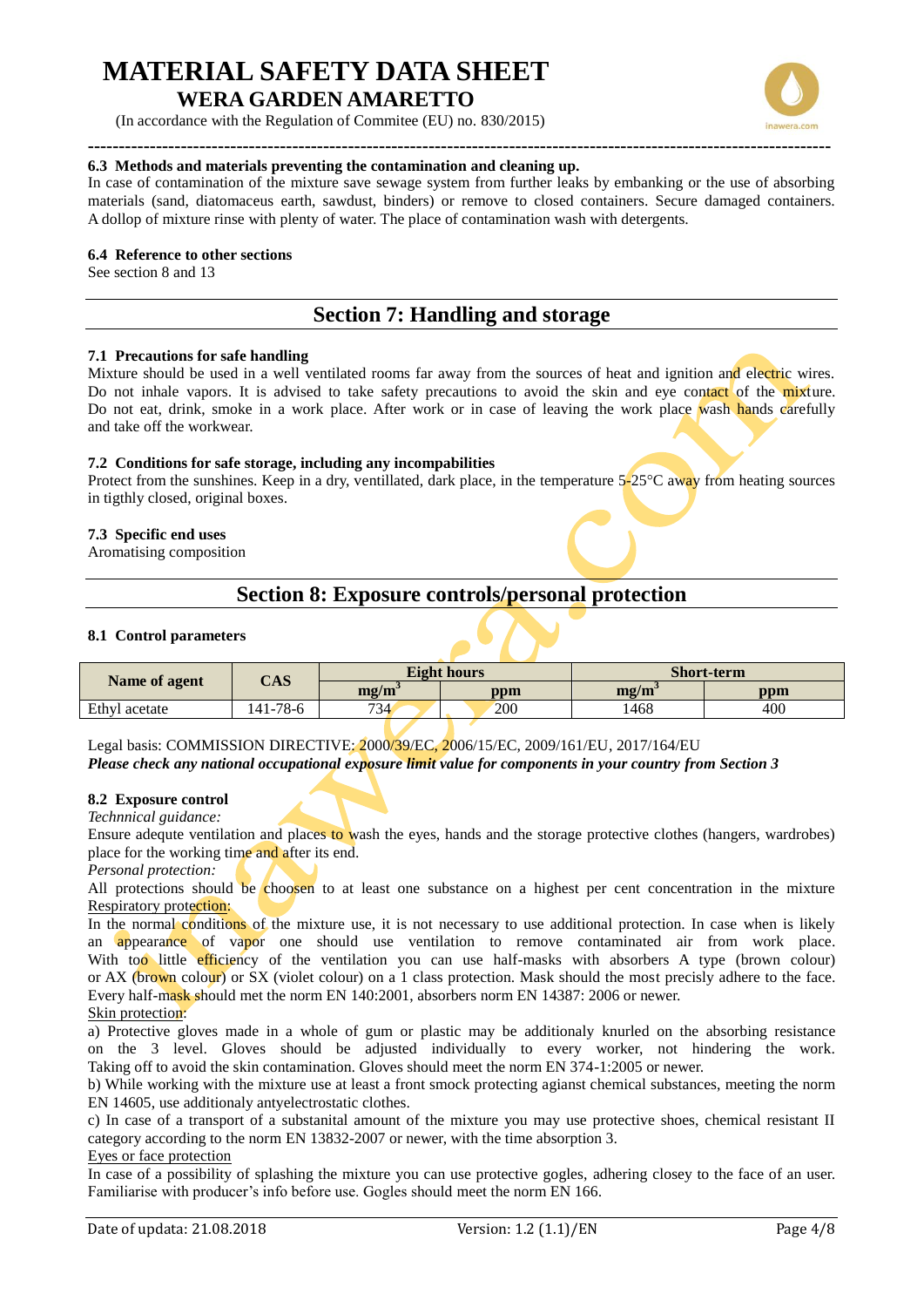### 6.3 Methods and materials preventing the contamination and cleaning up.

In case of contamination of the mixture save sewage system from further leaks by embanking or the use of absorbing materials (sand, diatomaceus earth, sawdust, binders) or remove to closed containers. Secure damaged containers. A dollop of mixture rinse with plenty of water. The place of contamination wash with detergents.

### 6.4 Reference to other sections

See section 8 and 13

## Section 7: Handling and storage

### 7.1 Precautions for safe handling

Mixture should be used in a well ventilated rooms far away from the sources of heat and ignition and electric wires. Do not inhale vapors. It is advised to take safety precautions to avoid the skin and eye contact of the mixture. Do not eat, drink, smoke in a work place. After work or in case of leaving the work place wash hands carefully and take off the workwear.

### 7.2 Conditions for safe storage, including any incompabilities

Protect from the sunshines. Keep in a dry, ventillated, dark place, in the temperature 5-25°C away from heating sources in tigthly closed, original boxes.

### 7.3 Specific end uses

Aromatising composition

## Section 8: Exposure controls/personal protection

### 8.1 Control parameters

| Name of agent | CAS | Eight hours | | Short-term | |
|---|---|---|---|---|---|
| | | mg/m$^3$ | ppm | mg/m$^3$ | ppm |
| Ethyl acetate | 141-78-6 | 734 | 200 | 1468 | 400 |

Legal basis: COMMISSION DIRECTIVE: 2000/39/EC, 2006/15/EC, 2009/161/EU, 2017/164/EU

***Please check any national occupational exposure limit value for components in your country from Section 3***

### 8.2 Exposure control

*Technical guidance:*

Ensure adequte ventilation and places to wash the eyes, hands and the storage protective clothes (hangers, wardrobes) place for the working time and after its end.

*Personal protection:*

All protections should be choosen to at least one substance on a highest per cent concentration in the mixture

Respiratory protection:

In the normal conditions of the mixture use, it is not necessary to use additional protection. In case when is likely an appearance of vapor one should use ventilation to remove contaminated air from work place. With too little efficiency of the ventilation you can use half-masks with absorbers A type (brown colour) or AX (brown colour) or SX (violet colour) on a 1 class protection. Mask should the most precisly adhere to the face. Every half-mask should met the norm EN 140:2001, absorbers norm EN 14387: 2006 or newer.

Skin protection:

a) Protective gloves made in a whole of gum or plastic may be additionaly knurled on the absorbing resistance on the 3 level. Gloves should be adjusted individually to every worker, not hindering the work. Taking off to avoid the skin contamination. Gloves should meet the norm EN 374-1:2005 or newer.

b) While working with the mixture use at least a front smock protecting agianst chemical substances, meeting the norm EN 14605, use additionaly antyelectrostatic clothes.

c) In case of a transport of a substanital amount of the mixture you may use protective shoes, chemical resistant II category according to the norm EN 13832-2007 or newer, with the time absorption 3.

Eyes or face protection

In case of a possibility of splashing the mixture you can use protective gogles, adhering closey to the face of an user. Familiarise with producer's info before use. Gogles should meet the norm EN 166.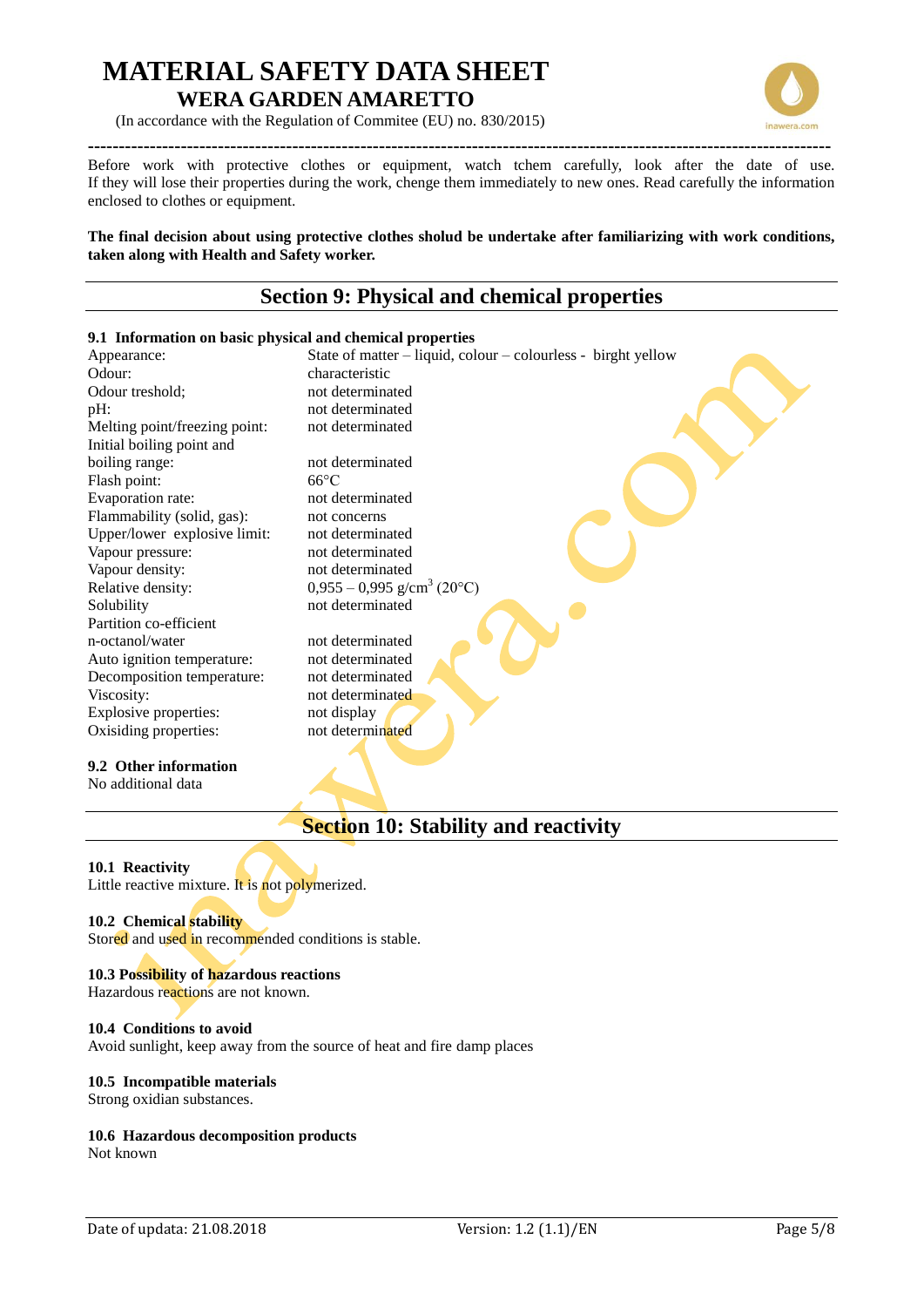Before work with protective clothes or equipment, watch tchem carefully, look after the date of use. If they will lose their properties during the work, chenge them immediately to new ones. Read carefully the information enclosed to clothes or equipment.

**The final decision about using protective clothes sholud be undertake after familiarizing with work conditions, taken along with Health and Safety worker.**

## Section 9: Physical and chemical properties

### 9.1 Information on basic physical and chemical properties

| | |
|---|---|
| Appearance: | State of matter – liquid, colour – colourless - birght yellow |
| Odour: | characteristic |
| Odour treshold; | not determinated |
| pH: | not determinated |
| Melting point/freezing point: | not determinated |
| Initial boiling point and boiling range: | not determinated |
| Flash point: | 66°C |
| Evaporation rate: | not determinated |
| Flammability (solid, gas): | not concerns |
| Upper/lower explosive limit: | not determinated |
| Vapour pressure: | not determinated |
| Vapour density: | not determinated |
| Relative density: | 0,955 – 0,995 g/cm$^3$ (20°C) |
| Solubility | not determinated |
| Partition co-efficient n-octanol/water | not determinated |
| Auto ignition temperature: | not determinated |
| Decomposition temperature: | not determinated |
| Viscosity: | not determinated |
| Explosive properties: | not display |
| Oxisiding properties: | not determinated |

### 9.2 Other information

No additional data

## Section 10: Stability and reactivity

### 10.1 Reactivity

Little reactive mixture. It is not polymerized.

### 10.2 Chemical stability

Stored and used in recommended conditions is stable.

### 10.3 Possibility of hazardous reactions

Hazardous reactions are not known.

### 10.4 Conditions to avoid

Avoid sunlight, keep away from the source of heat and fire damp places

### 10.5 Incompatible materials

Strong oxidian substances.

### 10.6 Hazardous decomposition products

Not known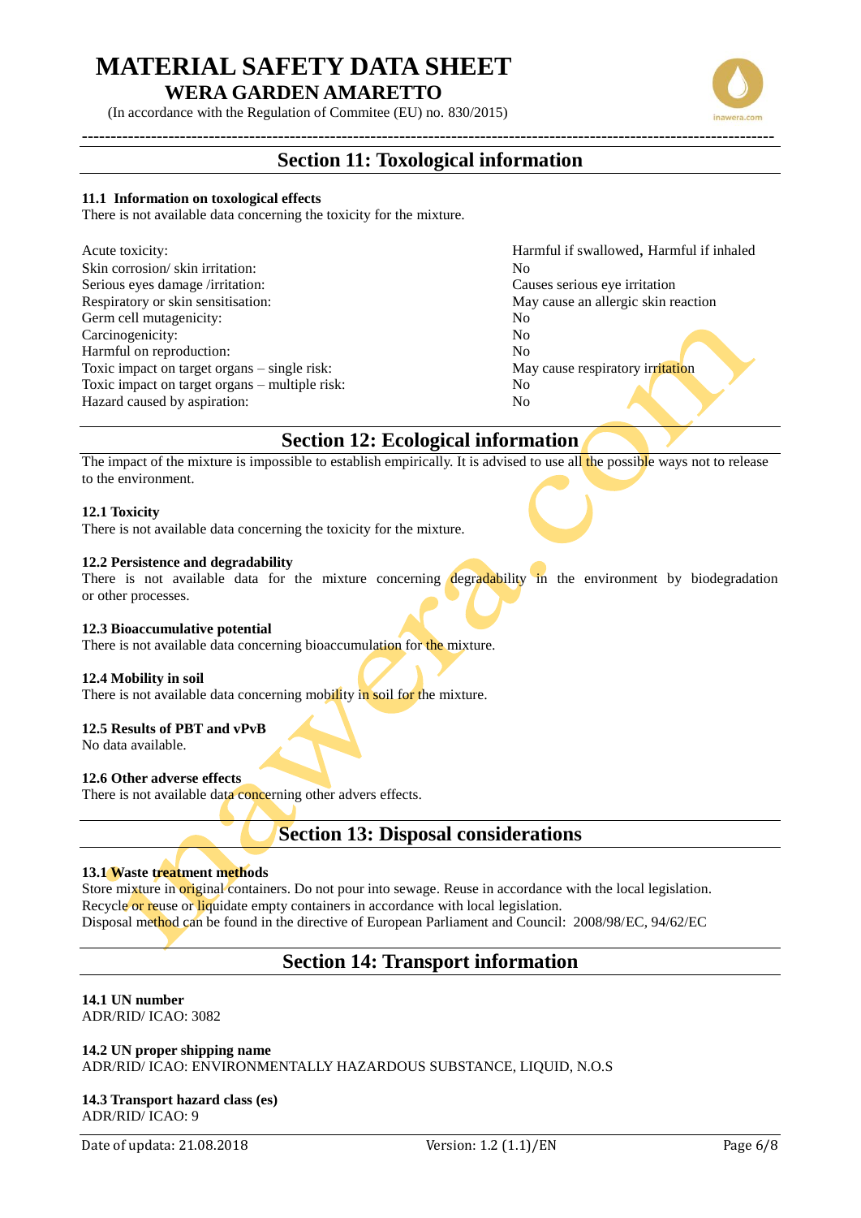# MATERIAL SAFETY DATA SHEET
## WERA GARDEN AMARETTO

(In accordance with the Regulation of Commitee (EU) no. 830/2015)

## Section 11: Toxological information

**11.1 Information on toxological effects**

There is not available data concerning the toxicity for the mixture.

| | |
|---|---|
| Acute toxicity: | Harmful if swallowed, Harmful if inhaled |
| Skin corrosion/ skin irritation: | No |
| Serious eyes damage /irritation: | Causes serious eye irritation |
| Respiratory or skin sensitisation: | May cause an allergic skin reaction |
| Germ cell mutagenicity: | No |
| Carcinogenicity: | No |
| Harmful on reproduction: | No |
| Toxic impact on target organs – single risk: | May cause respiratory irritation |
| Toxic impact on target organs – multiple risk: | No |
| Hazard caused by aspiration: | No |

## Section 12: Ecological information

The impact of the mixture is impossible to establish empirically. It is advised to use all the possible ways not to release to the environment.

**12.1 Toxicity**

There is not available data concerning the toxicity for the mixture.

**12.2 Persistence and degradability**

There is not available data for the mixture concerning degradability in the environment by biodegradation or other processes.

**12.3 Bioaccumulative potential**

There is not available data concerning bioaccumulation for the mixture.

**12.4 Mobility in soil**

There is not available data concerning mobility in soil for the mixture.

**12.5 Results of PBT and vPvB**

No data available.

**12.6 Other adverse effects**

There is not available data concerning other advers effects.

## Section 13: Disposal considerations

**13.1 Waste treatment methods**

Store mixture in original containers. Do not pour into sewage. Reuse in accordance with the local legislation.
Recycle or reuse or liquidate empty containers in accordance with local legislation.
Disposal method can be found in the directive of European Parliament and Council: 2008/98/EC, 94/62/EC

## Section 14: Transport information

**14.1 UN number**

ADR/RID/ ICAO: 3082

**14.2 UN proper shipping name**

ADR/RID/ ICAO: ENVIRONMENTALLY HAZARDOUS SUBSTANCE, LIQUID, N.O.S

**14.3 Transport hazard class (es)**

ADR/RID/ ICAO: 9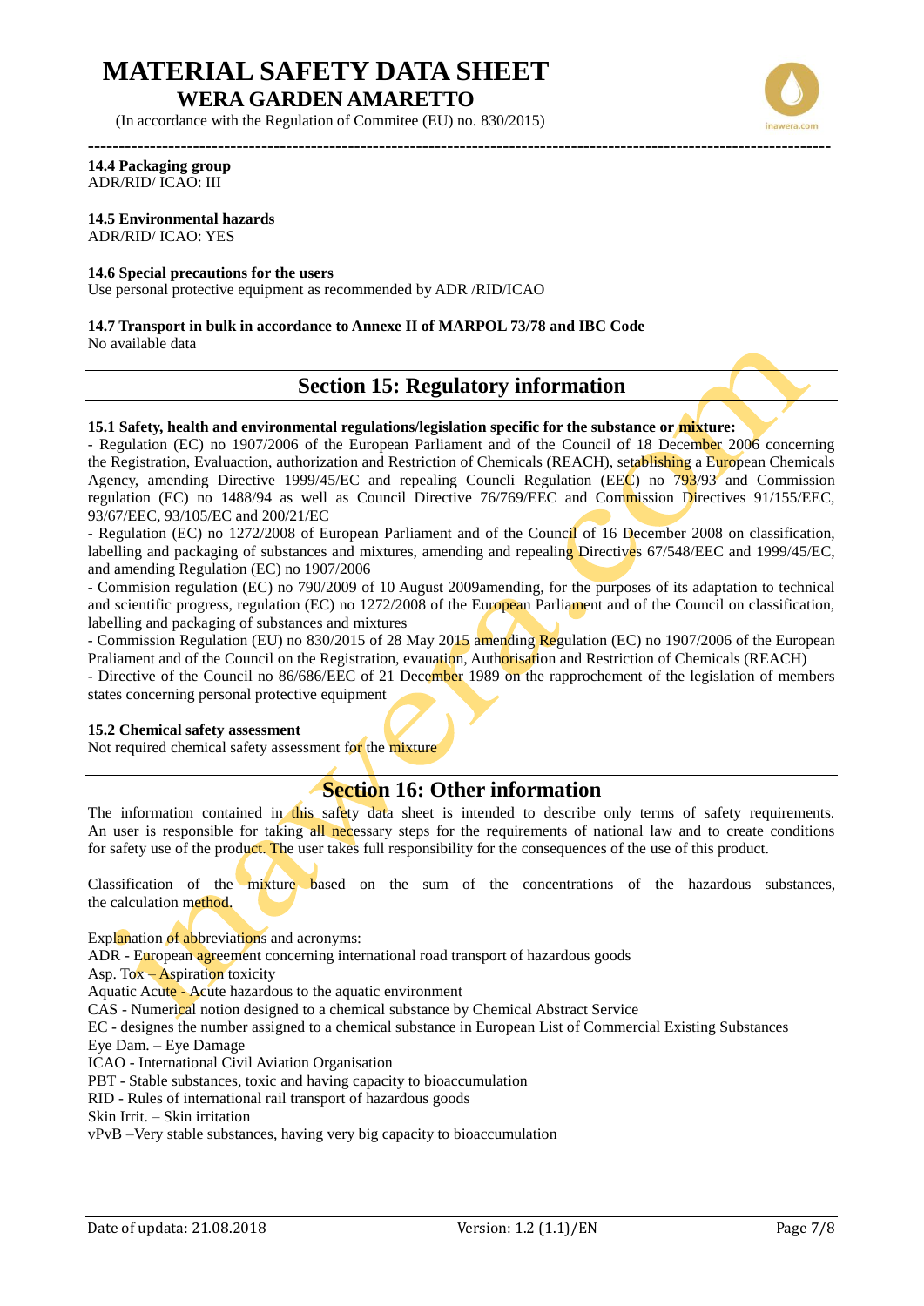**14.4 Packaging group**
ADR/RID/ ICAO: III

**14.5 Environmental hazards**
ADR/RID/ ICAO: YES

**14.6 Special precautions for the users**
Use personal protective equipment as recommended by ADR /RID/ICAO

**14.7 Transport in bulk in accordance to Annexe II of MARPOL 73/78 and IBC Code**
No available data

## Section 15: Regulatory information

**15.1 Safety, health and environmental regulations/legislation specific for the substance or mixture:**
- Regulation (EC) no 1907/2006 of the European Parliament and of the Council of 18 December 2006 concerning the Registration, Evaluaction, authorization and Restriction of Chemicals (REACH), setablishing a European Chemicals Agency, amending Directive 1999/45/EC and repealing Councli Regulation (EEC) no 793/93 and Commission regulation (EC) no 1488/94 as well as Council Directive 76/769/EEC and Commission Directives 91/155/EEC, 93/67/EEC, 93/105/EC and 200/21/EC
- Regulation (EC) no 1272/2008 of European Parliament and of the Council of 16 December 2008 on classification, labelling and packaging of substances and mixtures, amending and repealing Directives 67/548/EEC and 1999/45/EC, and amending Regulation (EC) no 1907/2006
- Commision regulation (EC) no 790/2009 of 10 August 2009amending, for the purposes of its adaptation to technical and scientific progress, regulation (EC) no 1272/2008 of the European Parliament and of the Council on classification, labelling and packaging of substances and mixtures
- Commission Regulation (EU) no 830/2015 of 28 May 2015 amending Regulation (EC) no 1907/2006 of the European Praliament and of the Council on the Registration, evauation, Authorisation and Restriction of Chemicals (REACH)
- Directive of the Council no 86/686/EEC of 21 December 1989 on the rapprochement of the legislation of members states concerning personal protective equipment

**15.2 Chemical safety assessment**
Not required chemical safety assessment for the mixture

## Section 16: Other information

The information contained in this safety data sheet is intended to describe only terms of safety requirements. An user is responsible for taking all necessary steps for the requirements of national law and to create conditions for safety use of the product. The user takes full responsibility for the consequences of the use of this product.

Classification of the mixture based on the sum of the concentrations of the hazardous substances, the calculation method.

Explanation of abbreviations and acronyms:
ADR - European agreement concerning international road transport of hazardous goods
Asp. Tox – Aspiration toxicity
Aquatic Acute - Acute hazardous to the aquatic environment
CAS - Numerical notion designed to a chemical substance by Chemical Abstract Service
EC - designes the number assigned to a chemical substance in European List of Commercial Existing Substances
Eye Dam. – Eye Damage
ICAO - International Civil Aviation Organisation
PBT - Stable substances, toxic and having capacity to bioaccumulation
RID - Rules of international rail transport of hazardous goods
Skin Irrit. – Skin irritation
vPvB –Very stable substances, having very big capacity to bioaccumulation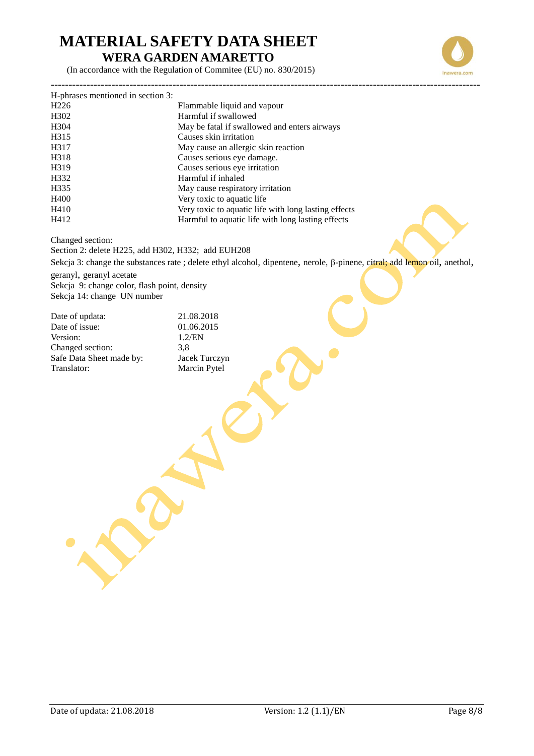H-phrases mentioned in section 3:

| | |
|---|---|
| H226 | Flammable liquid and vapour |
| H302 | Harmful if swallowed |
| H304 | May be fatal if swallowed and enters airways |
| H315 | Causes skin irritation |
| H317 | May cause an allergic skin reaction |
| H318 | Causes serious eye damage. |
| H319 | Causes serious eye irritation |
| H332 | Harmful if inhaled |
| H335 | May cause respiratory irritation |
| H400 | Very toxic to aquatic life |
| H410 | Very toxic to aquatic life with long lasting effects |
| H412 | Harmful to aquatic life with long lasting effects |

Changed section:

Section 2: delete H225, add H302, H332; add EUH208

Sekcja 3: change the substances rate ; delete ethyl alcohol, dipentene, nerole, β-pinene, citral; add lemon oil, anethol, geranyl, geranyl acetate

Sekcja 9: change color, flash point, density

Sekcja 14: change UN number

| | |
|---|---|
| Date of updata: | 21.08.2018 |
| Date of issue: | 01.06.2015 |
| Version: | 1.2/EN |
| Changed section: | 3,8 |
| Safe Data Sheet made by: | Jacek Turczyn |
| Translator: | Marcin Pytel |